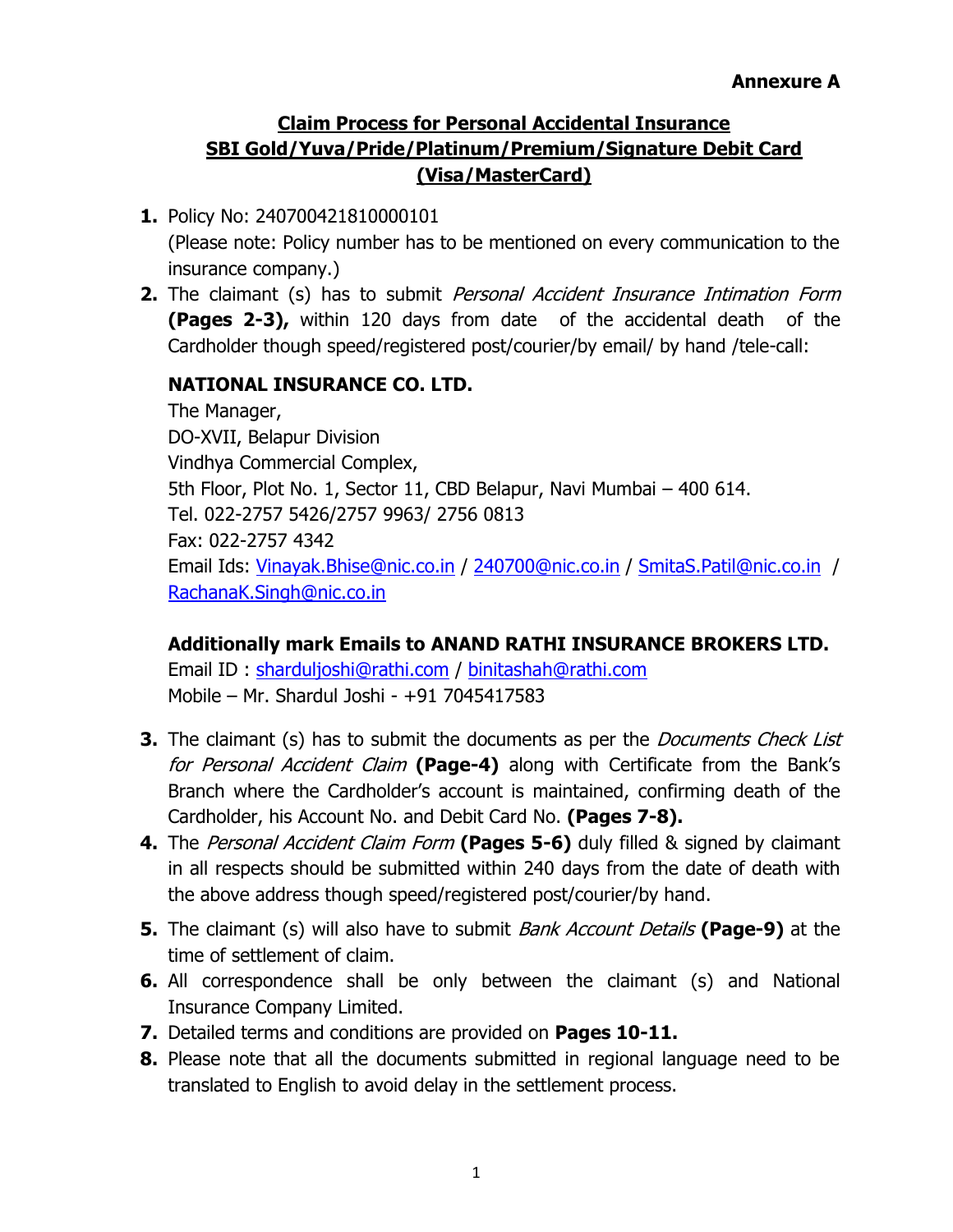**Annexure A**

## Claim Process for Personal Accidental Insurance SBI Gold/Yuva/Pride/Platinum/Premium/Signature Debit Card (Visa/MasterCard)

1. Policy No: 240700421810000101
   (Please note: Policy number has to be mentioned on every communication to the insurance company.)
2. The claimant (s) has to submit *Personal Accident Insurance Intimation Form* **(Pages 2-3),** within 120 days from date of the accidental death of the Cardholder though speed/registered post/courier/by email/ by hand /tele-call:

   **NATIONAL INSURANCE CO. LTD.**
   The Manager,
   DO-XVII, Belapur Division
   Vindhya Commercial Complex,
   5th Floor, Plot No. 1, Sector 11, CBD Belapur, Navi Mumbai – 400 614.
   Tel. 022-2757 5426/2757 9963/ 2756 0813
   Fax: 022-2757 4342
   Email Ids: Vinayak.Bhise@nic.co.in / 240700@nic.co.in / SmitaS.Patil@nic.co.in / RachanaK.Singh@nic.co.in

   **Additionally mark Emails to ANAND RATHI INSURANCE BROKERS LTD.**
   Email ID : sharduljoshi@rathi.com / binitashah@rathi.com
   Mobile – Mr. Shardul Joshi - +91 7045417583

3. The claimant (s) has to submit the documents as per the *Documents Check List for Personal Accident Claim* **(Page-4)** along with Certificate from the Bank's Branch where the Cardholder's account is maintained, confirming death of the Cardholder, his Account No. and Debit Card No. **(Pages 7-8).**
4. The *Personal Accident Claim Form* **(Pages 5-6)** duly filled & signed by claimant in all respects should be submitted within 240 days from the date of death with the above address though speed/registered post/courier/by hand.
5. The claimant (s) will also have to submit *Bank Account Details* **(Page-9)** at the time of settlement of claim.
6. All correspondence shall be only between the claimant (s) and National Insurance Company Limited.
7. Detailed terms and conditions are provided on **Pages 10-11.**
8. Please note that all the documents submitted in regional language need to be translated to English to avoid delay in the settlement process.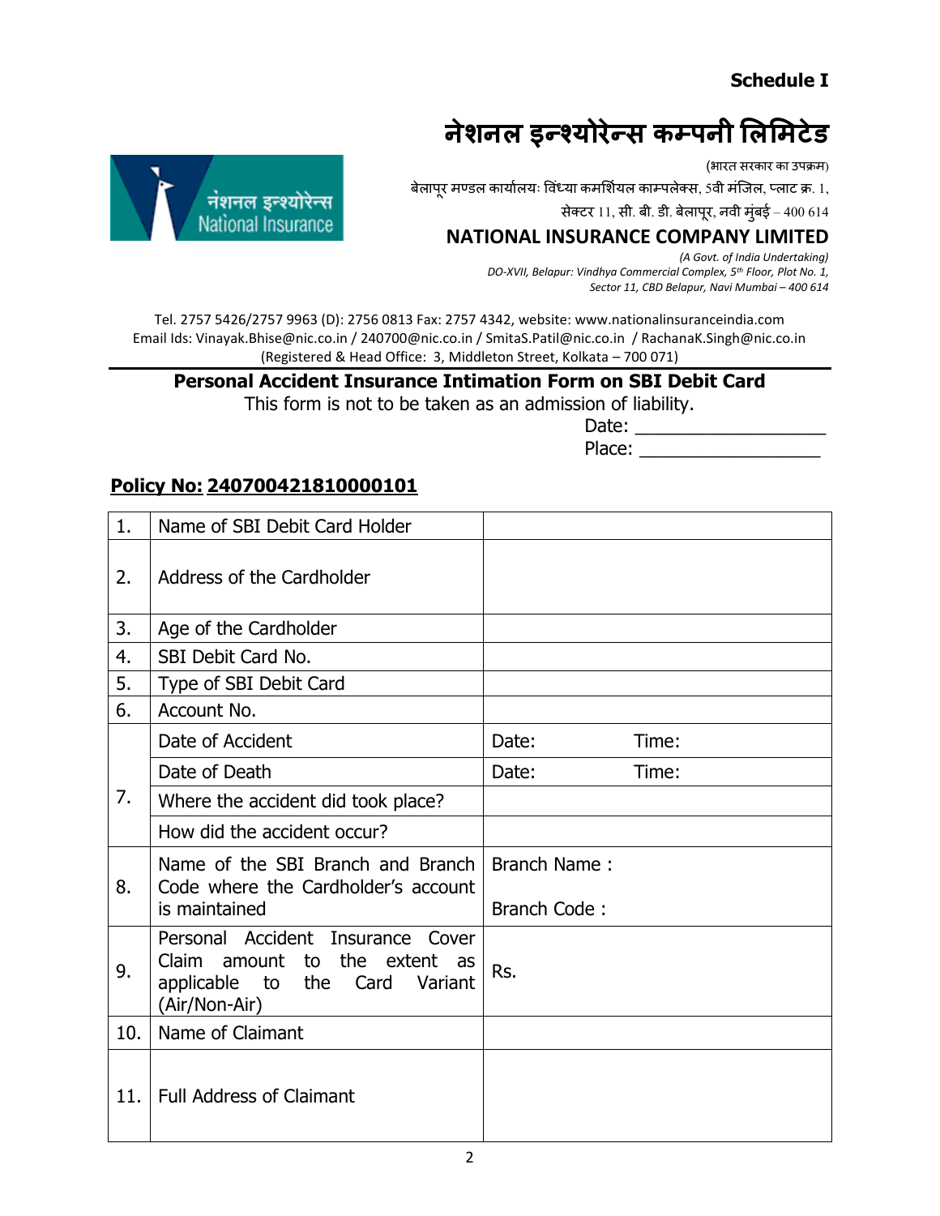**Schedule I**

# नेशनल इन्श्योरेन्स कम्पनी लिमिटेड

(भारत सरकार का उपक्रम)

बेलापूर मण्डल कार्यालयः विंध्या कमर्शियल काम्पलेक्स, 5वी मंजिल, प्लाट क्र. 1,

सेक्टर 11, सी. बी. डी. बेलापूर, नवी मुंबई – 400 614

## NATIONAL INSURANCE COMPANY LIMITED

*(A Govt. of India Undertaking)*

*DO-XVII, Belapur: Vindhya Commercial Complex, 5th Floor, Plot No. 1,*

*Sector 11, CBD Belapur, Navi Mumbai – 400 614*

Tel. 2757 5426/2757 9963 (D): 2756 0813 Fax: 2757 4342, website: www.nationalinsuranceindia.com
Email Ids: Vinayak.Bhise@nic.co.in / 240700@nic.co.in / SmitaS.Patil@nic.co.in / RachanaK.Singh@nic.co.in
(Registered & Head Office: 3, Middleton Street, Kolkata – 700 071)

**Personal Accident Insurance Intimation Form on SBI Debit Card**

This form is not to be taken as an admission of liability.

Date: ___________________

Place: __________________

**Policy No: 240700421810000101**

| | | |
|---|---|---|
| 1. | Name of SBI Debit Card Holder | |
| 2. | Address of the Cardholder | |
| 3. | Age of the Cardholder | |
| 4. | SBI Debit Card No. | |
| 5. | Type of SBI Debit Card | |
| 6. | Account No. | |
| 7. | Date of Accident | Date: Time: |
| | Date of Death | Date: Time: |
| | Where the accident did took place? | |
| | How did the accident occur? | |
| 8. | Name of the SBI Branch and Branch Code where the Cardholder's account is maintained | Branch Name : <br> Branch Code : |
| 9. | Personal Accident Insurance Cover Claim amount to the extent as applicable to the Card Variant (Air/Non-Air) | Rs. |
| 10. | Name of Claimant | |
| 11. | Full Address of Claimant | |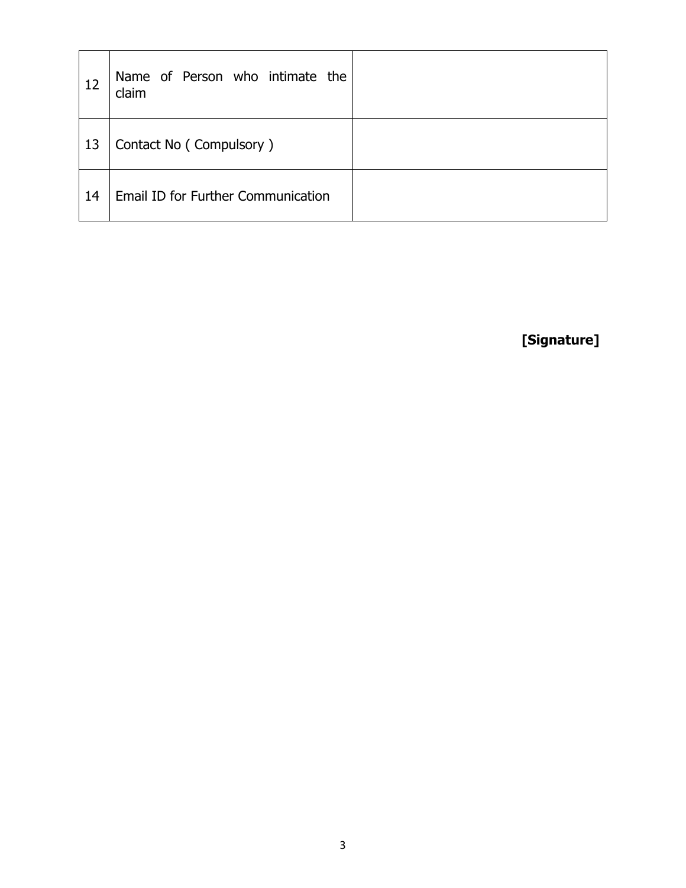| 12 | Name of Person who intimate the claim | |
|---|---|---|
| 13 | Contact No ( Compulsory ) | |
| 14 | Email ID for Further Communication | |

**[Signature]**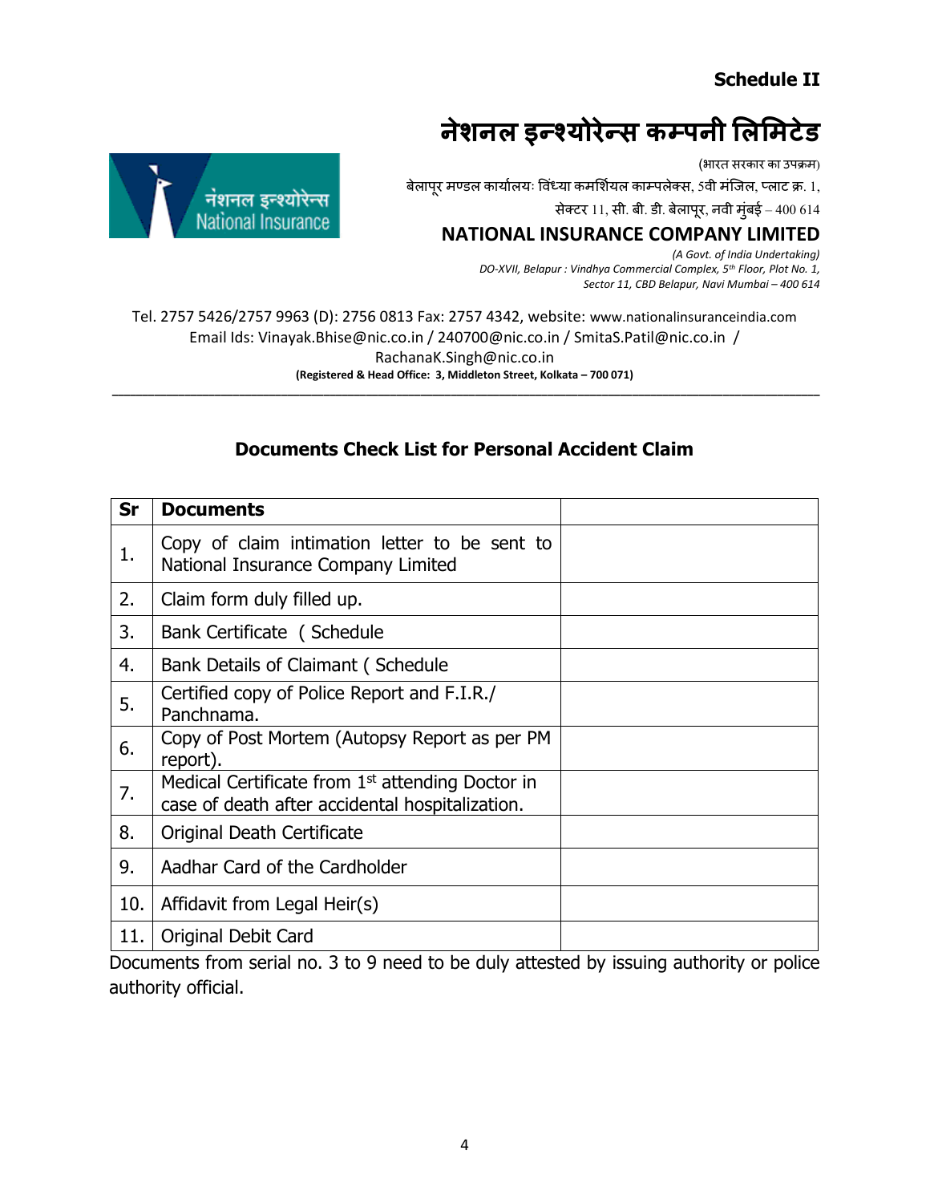**Schedule II**

# नेशनल इन्श्योरेन्स कम्पनी लिमिटेड

(भारत सरकार का उपक्रम)

बेलापूर मण्डल कार्यालयः विंध्या कमर्शियल काम्पलेक्स, 5वी मंजिल, प्लाट क्र. 1,

सेक्टर 11, सी. बी. डी. बेलापूर, नवी मुंबई – 400 614

## NATIONAL INSURANCE COMPANY LIMITED

*(A Govt. of India Undertaking)*

*DO-XVII, Belapur : Vindhya Commercial Complex, 5th Floor, Plot No. 1, Sector 11, CBD Belapur, Navi Mumbai – 400 614*

Tel. 2757 5426/2757 9963 (D): 2756 0813 Fax: 2757 4342, website: www.nationalinsuranceindia.com
Email Ids: Vinayak.Bhise@nic.co.in / 240700@nic.co.in / SmitaS.Patil@nic.co.in / RachanaK.Singh@nic.co.in

**(Registered & Head Office: 3, Middleton Street, Kolkata – 700 071)**

---

### Documents Check List for Personal Accident Claim

| Sr | Documents | |
|---|---|---|
| 1. | Copy of claim intimation letter to be sent to National Insurance Company Limited | |
| 2. | Claim form duly filled up. | |
| 3. | Bank Certificate ( Schedule | |
| 4. | Bank Details of Claimant ( Schedule | |
| 5. | Certified copy of Police Report and F.I.R./ Panchnama. | |
| 6. | Copy of Post Mortem (Autopsy Report as per PM report). | |
| 7. | Medical Certificate from 1st attending Doctor in case of death after accidental hospitalization. | |
| 8. | Original Death Certificate | |
| 9. | Aadhar Card of the Cardholder | |
| 10. | Affidavit from Legal Heir(s) | |
| 11. | Original Debit Card | |

Documents from serial no. 3 to 9 need to be duly attested by issuing authority or police authority official.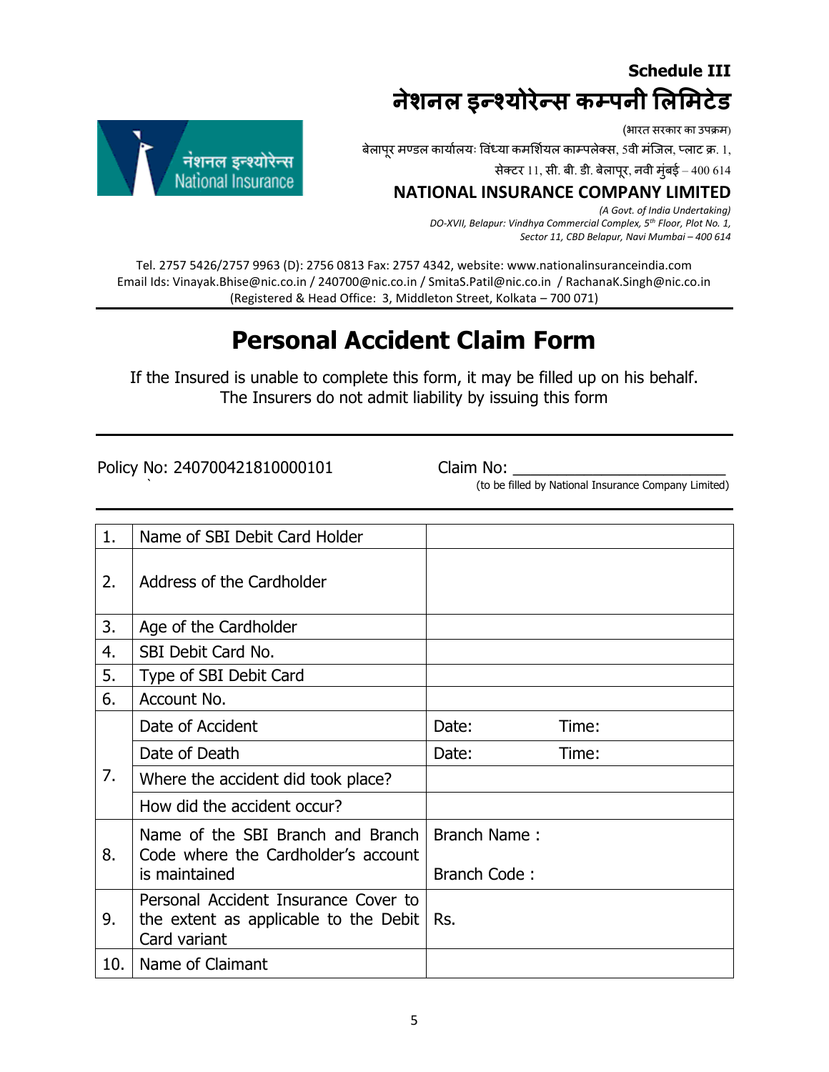**Schedule III**

# नेशनल इन्श्योरेन्स कम्पनी लिमिटेड

(भारत सरकार का उपक्रम)

बेलापूर मण्डल कार्यालयः विंध्या कमर्शियल काम्पलेक्स, 5वी मंजिल, प्लाट क्र. 1, सेक्टर 11, सी. बी. डी. बेलापूर, नवी मुंबई – 400 614

## NATIONAL INSURANCE COMPANY LIMITED

*(A Govt. of India Undertaking)*
*DO-XVII, Belapur: Vindhya Commercial Complex, 5th Floor, Plot No. 1, Sector 11, CBD Belapur, Navi Mumbai – 400 614*

Tel. 2757 5426/2757 9963 (D): 2756 0813 Fax: 2757 4342, website: www.nationalinsuranceindia.com
Email Ids: Vinayak.Bhise@nic.co.in / 240700@nic.co.in / SmitaS.Patil@nic.co.in / RachanaK.Singh@nic.co.in
(Registered & Head Office: 3, Middleton Street, Kolkata – 700 071)

# Personal Accident Claim Form

If the Insured is unable to complete this form, it may be filled up on his behalf.
The Insurers do not admit liability by issuing this form

Policy No: 240700421810000101

Claim No: ________________________
(to be filled by National Insurance Company Limited)

| | | |
|---|---|---|
| 1. | Name of SBI Debit Card Holder | |
| 2. | Address of the Cardholder | |
| 3. | Age of the Cardholder | |
| 4. | SBI Debit Card No. | |
| 5. | Type of SBI Debit Card | |
| 6. | Account No. | |
| 7. | Date of Accident | Date: Time: |
| | Date of Death | Date: Time: |
| | Where the accident did took place? | |
| | How did the accident occur? | |
| 8. | Name of the SBI Branch and Branch Code where the Cardholder's account is maintained | Branch Name :<br>Branch Code : |
| 9. | Personal Accident Insurance Cover to the extent as applicable to the Debit Card variant | Rs. |
| 10. | Name of Claimant | |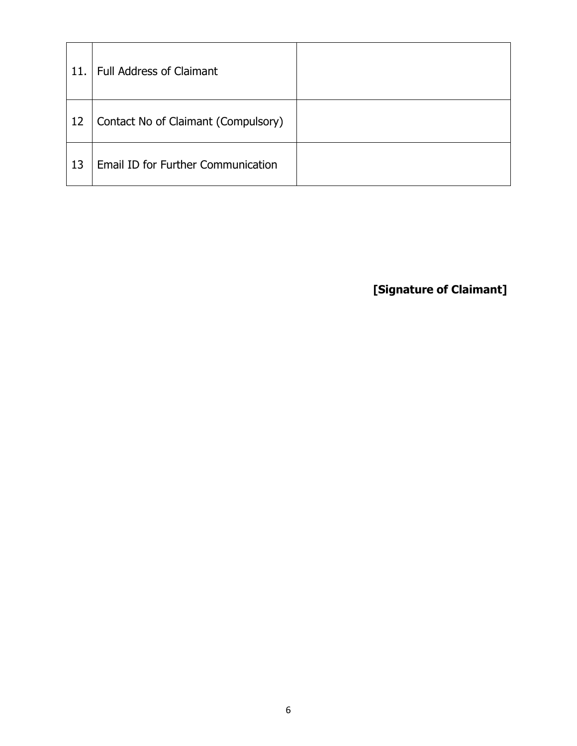| | | |
|---|---|---|
| 11. | Full Address of Claimant | |
| 12 | Contact No of Claimant (Compulsory) | |
| 13 | Email ID for Further Communication | |

**[Signature of Claimant]**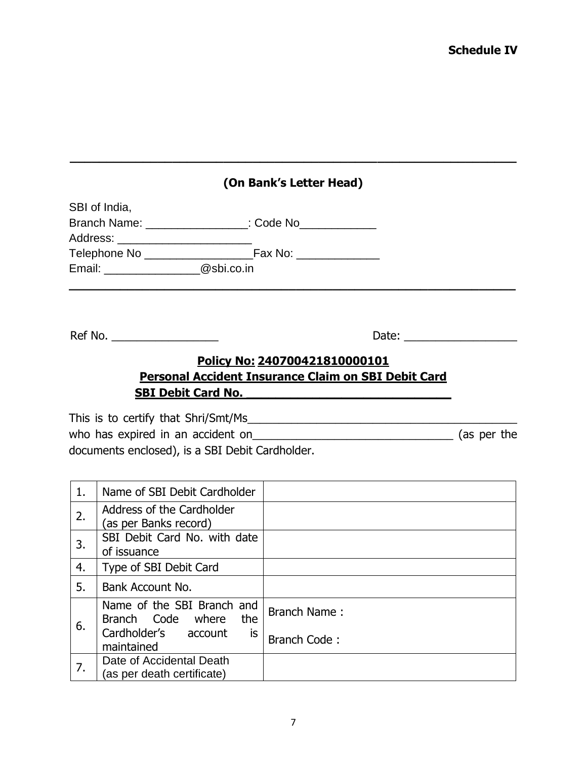**Schedule IV**

---

**(On Bank's Letter Head)**

SBI of India,
Branch Name: ________________: Code No____________
Address: _____________________
Telephone No _________________Fax No: _____________
Email: _______________@sbi.co.in

---

Ref No. _________________ Date: __________________

**Policy No: 240700421810000101**

**Personal Accident Insurance Claim on SBI Debit Card**

**SBI Debit Card No. ______________________________**

This is to certify that Shri/Smt/Ms__________________________________________ who has expired in an accident on________________________________ (as per the documents enclosed), is a SBI Debit Cardholder.

| | | |
|---|---|---|
| 1. | Name of SBI Debit Cardholder | |
| 2. | Address of the Cardholder (as per Banks record) | |
| 3. | SBI Debit Card No. with date of issuance | |
| 4. | Type of SBI Debit Card | |
| 5. | Bank Account No. | |
| 6. | Name of the SBI Branch and Branch Code where the Cardholder's account is maintained | Branch Name :<br><br>Branch Code : |
| 7. | Date of Accidental Death (as per death certificate) | |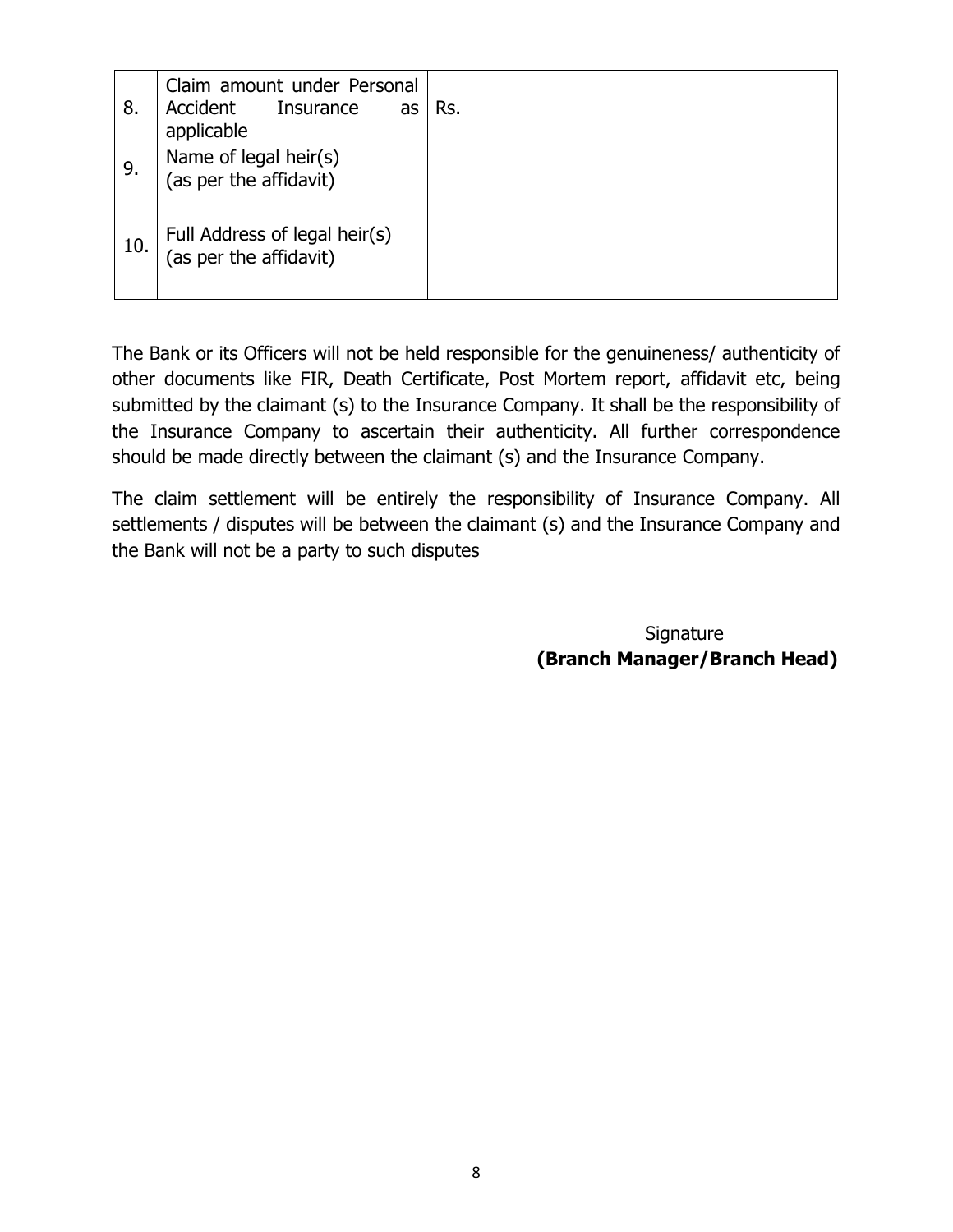| | | |
|---|---|---|
| 8. | Claim amount under Personal Accident Insurance as applicable | Rs. |
| 9. | Name of legal heir(s) (as per the affidavit) | |
| 10. | Full Address of legal heir(s) (as per the affidavit) | |

The Bank or its Officers will not be held responsible for the genuineness/ authenticity of other documents like FIR, Death Certificate, Post Mortem report, affidavit etc, being submitted by the claimant (s) to the Insurance Company. It shall be the responsibility of the Insurance Company to ascertain their authenticity. All further correspondence should be made directly between the claimant (s) and the Insurance Company.

The claim settlement will be entirely the responsibility of Insurance Company. All settlements / disputes will be between the claimant (s) and the Insurance Company and the Bank will not be a party to such disputes

Signature
**(Branch Manager/Branch Head)**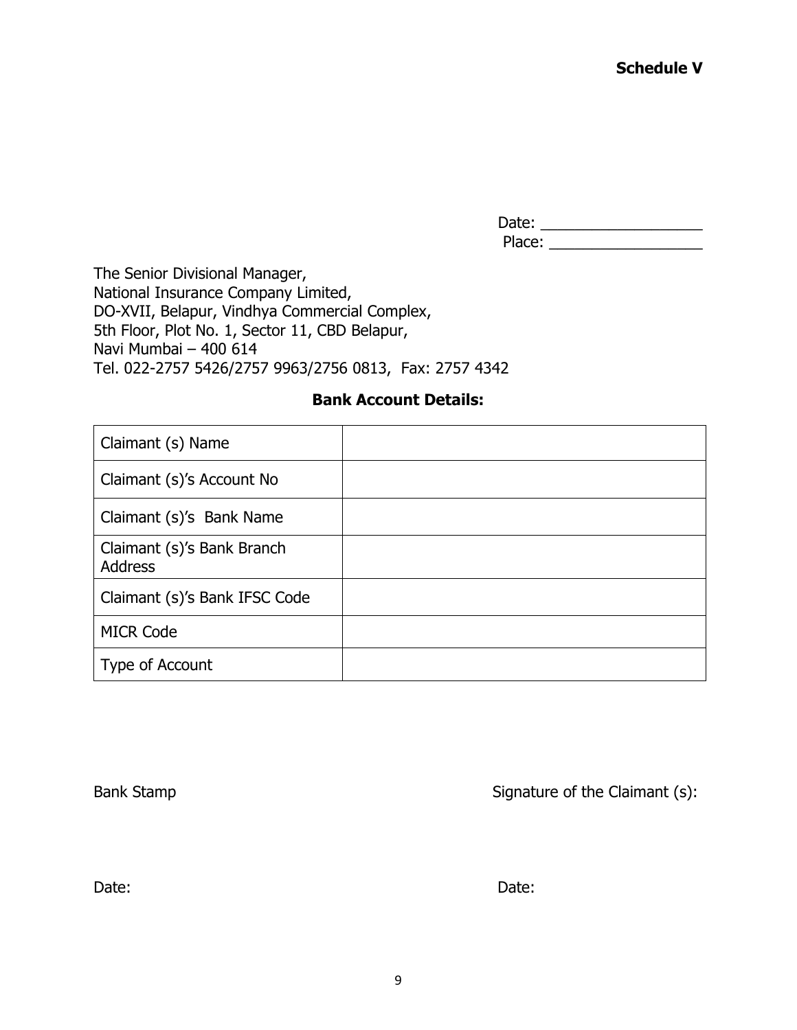**Schedule V**

Date: ___________________
Place: __________________

The Senior Divisional Manager,
National Insurance Company Limited,
DO-XVII, Belapur, Vindhya Commercial Complex,
5th Floor, Plot No. 1, Sector 11, CBD Belapur,
Navi Mumbai – 400 614
Tel. 022-2757 5426/2757 9963/2756 0813, Fax: 2757 4342

**Bank Account Details:**

| | |
|---|---|
| Claimant (s) Name | |
| Claimant (s)'s Account No | |
| Claimant (s)'s Bank Name | |
| Claimant (s)'s Bank Branch Address | |
| Claimant (s)'s Bank IFSC Code | |
| MICR Code | |
| Type of Account | |

Bank Stamp

Date:

Signature of the Claimant (s):

Date: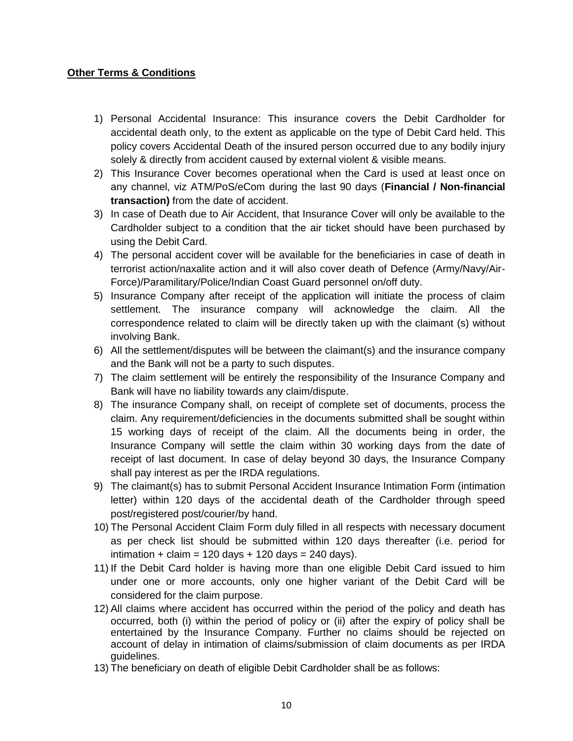**Other Terms & Conditions**

1) Personal Accidental Insurance: This insurance covers the Debit Cardholder for accidental death only, to the extent as applicable on the type of Debit Card held. This policy covers Accidental Death of the insured person occurred due to any bodily injury solely & directly from accident caused by external violent & visible means.
2) This Insurance Cover becomes operational when the Card is used at least once on any channel, viz ATM/PoS/eCom during the last 90 days (**Financial / Non-financial transaction)** from the date of accident.
3) In case of Death due to Air Accident, that Insurance Cover will only be available to the Cardholder subject to a condition that the air ticket should have been purchased by using the Debit Card.
4) The personal accident cover will be available for the beneficiaries in case of death in terrorist action/naxalite action and it will also cover death of Defence (Army/Navy/Air-Force)/Paramilitary/Police/Indian Coast Guard personnel on/off duty.
5) Insurance Company after receipt of the application will initiate the process of claim settlement. The insurance company will acknowledge the claim. All the correspondence related to claim will be directly taken up with the claimant (s) without involving Bank.
6) All the settlement/disputes will be between the claimant(s) and the insurance company and the Bank will not be a party to such disputes.
7) The claim settlement will be entirely the responsibility of the Insurance Company and Bank will have no liability towards any claim/dispute.
8) The insurance Company shall, on receipt of complete set of documents, process the claim. Any requirement/deficiencies in the documents submitted shall be sought within 15 working days of receipt of the claim. All the documents being in order, the Insurance Company will settle the claim within 30 working days from the date of receipt of last document. In case of delay beyond 30 days, the Insurance Company shall pay interest as per the IRDA regulations.
9) The claimant(s) has to submit Personal Accident Insurance Intimation Form (intimation letter) within 120 days of the accidental death of the Cardholder through speed post/registered post/courier/by hand.
10) The Personal Accident Claim Form duly filled in all respects with necessary document as per check list should be submitted within 120 days thereafter (i.e. period for intimation + claim = 120 days + 120 days = 240 days).
11) If the Debit Card holder is having more than one eligible Debit Card issued to him under one or more accounts, only one higher variant of the Debit Card will be considered for the claim purpose.
12) All claims where accident has occurred within the period of the policy and death has occurred, both (i) within the period of policy or (ii) after the expiry of policy shall be entertained by the Insurance Company. Further no claims should be rejected on account of delay in intimation of claims/submission of claim documents as per IRDA guidelines.
13) The beneficiary on death of eligible Debit Cardholder shall be as follows: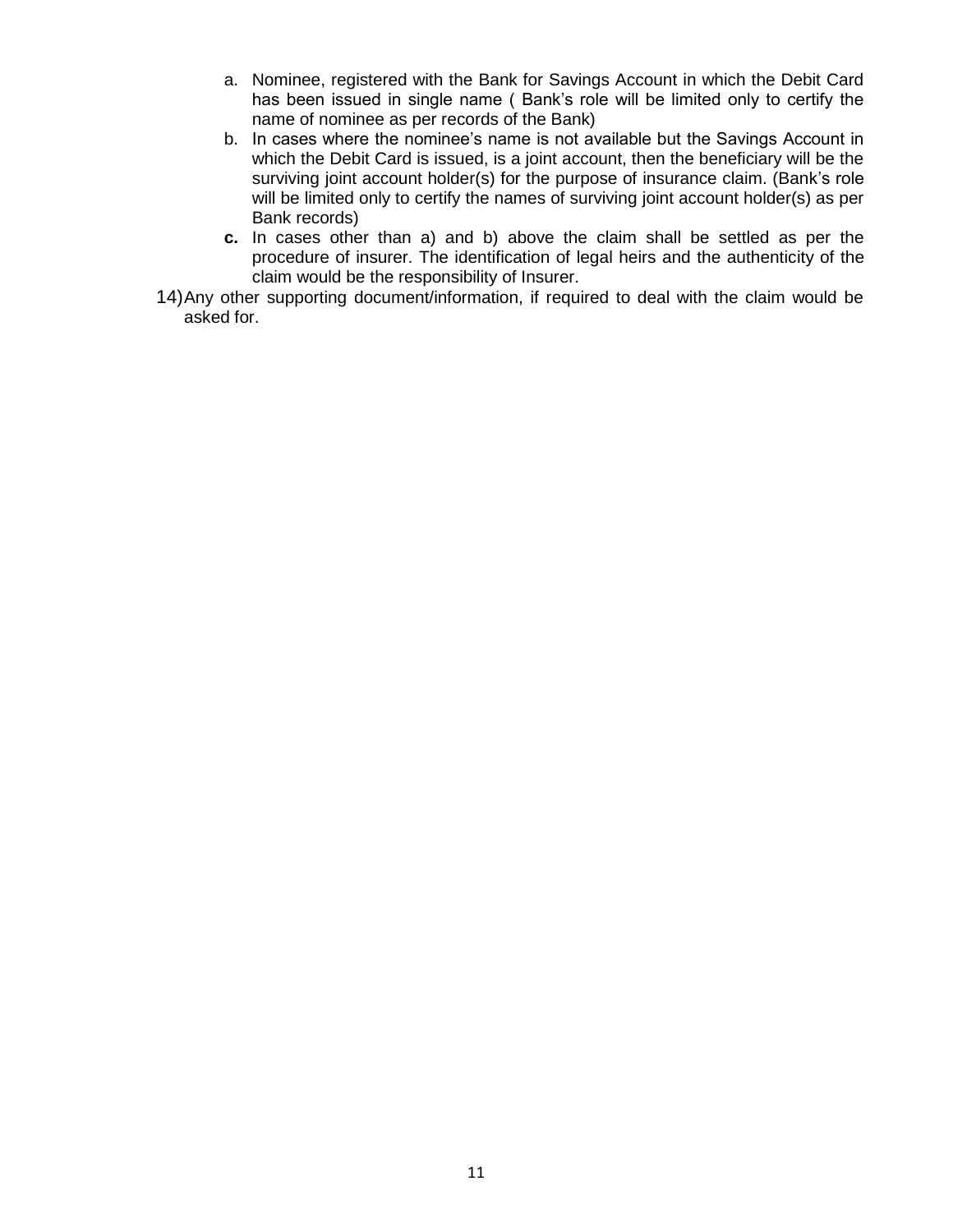a. Nominee, registered with the Bank for Savings Account in which the Debit Card has been issued in single name ( Bank's role will be limited only to certify the name of nominee as per records of the Bank)
b. In cases where the nominee's name is not available but the Savings Account in which the Debit Card is issued, is a joint account, then the beneficiary will be the surviving joint account holder(s) for the purpose of insurance claim. (Bank's role will be limited only to certify the names of surviving joint account holder(s) as per Bank records)
**c.** In cases other than a) and b) above the claim shall be settled as per the procedure of insurer. The identification of legal heirs and the authenticity of the claim would be the responsibility of Insurer.

14) Any other supporting document/information, if required to deal with the claim would be asked for.